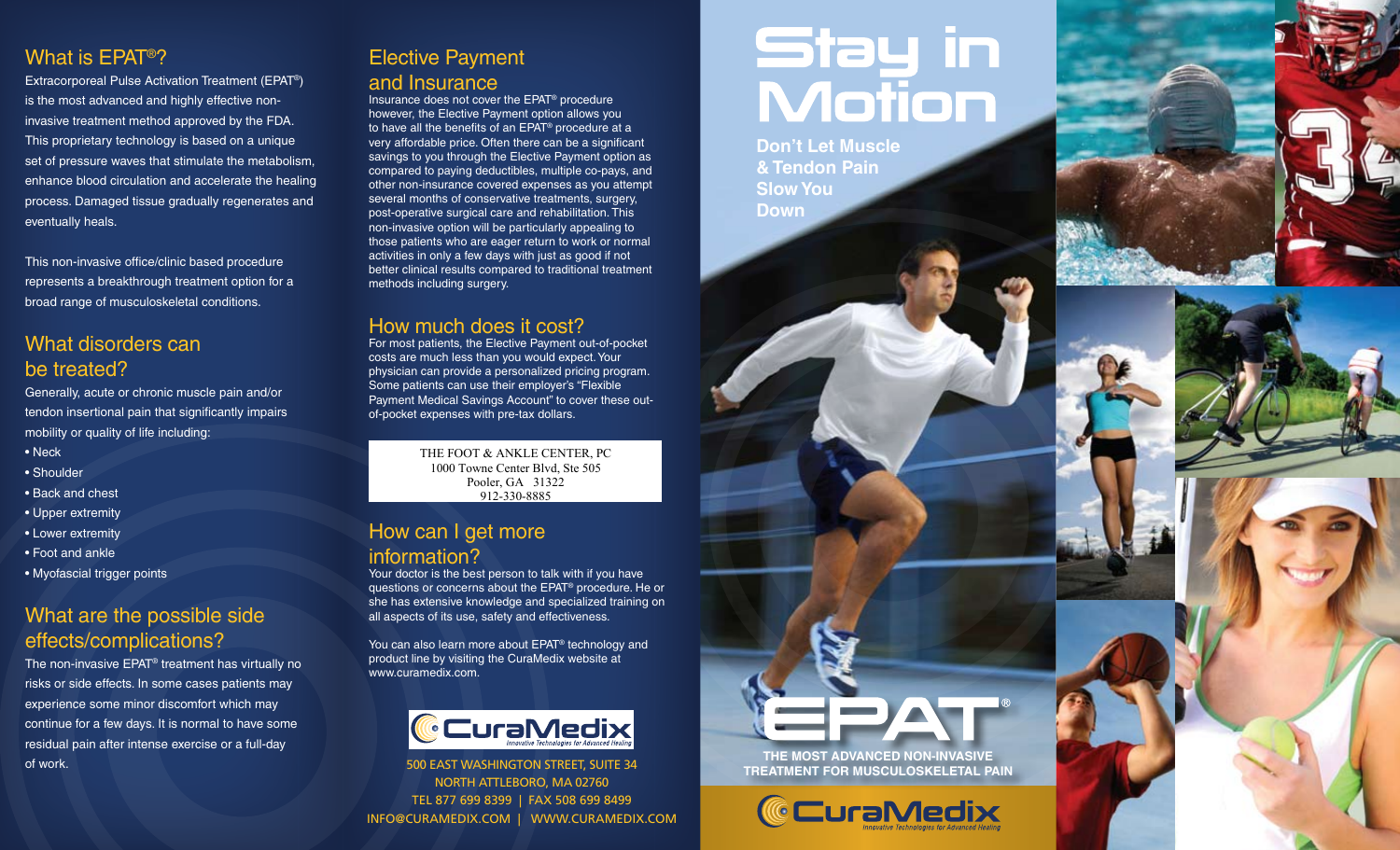## What is EPAT®?

Extracorporeal Pulse Activation Treatment (EPAT®) is the most advanced and highly effective non-invasive treatment method approved by the FDA. This proprietary technology is based on a unique set of pressure waves that stimulate the metabolism, enhance blood circulation and accelerate the healing process. Damaged tissue gradually regenerates and eventually heals.

This non-invasive office/clinic based procedure represents a breakthrough treatment option for a broad range of musculoskeletal conditions.

## What disorders can be treated?

Generally, acute or chronic muscle pain and/or tendon insertional pain that significantly impairs mobility or quality of life including:

- Neck
- Shoulder
- Back and chest
- Upper extremity
- Lower extremity
- Foot and ankle
- Myofascial trigger points

## What are the possible side effects/complications?

The non-invasive EPAT® treatment has virtually no risks or side effects. In some cases patients may experience some minor discomfort which may continue for a few days. It is normal to have some residual pain after intense exercise or a full-day of work.

## Elective Payment and Insurance

Insurance does not cover the EPAT® procedure however, the Elective Payment option allows you to have all the benefits of an EPAT® procedure at a very affordable price. Often there can be a significant savings to you through the Elective Payment option as compared to paying deductibles, multiple co-pays, and other non-insurance covered expenses as you attempt several months of conservative treatments, surgery, post-operative surgical care and rehabilitation. This non-invasive option will be particularly appealing to those patients who are eager return to work or normal activities in only a few days with just as good if not better clinical results compared to traditional treatment methods including surgery.

## How much does it cost?

For most patients, the Elective Payment out-of-pocket costs are much less than you would expect. Your physician can provide a personalized pricing program. Some patients can use their employer's "Flexible Payment Medical Savings Account" to cover these out-of-pocket expenses with pre-tax dollars.

THE FOOT & ANKLE CENTER, PC
1000 Towne Center Blvd, Ste 505
Pooler, GA 31322
912-330-8885

## How can I get more information?

Your doctor is the best person to talk with if you have questions or concerns about the EPAT® procedure. He or she has extensive knowledge and specialized training on all aspects of its use, safety and effectiveness.

You can also learn more about EPAT® technology and product line by visiting the CuraMedix website at www.curamedix.com.

CuraMedix
Innovative Technologies for Advanced Healing

500 EAST WASHINGTON STREET, SUITE 34
NORTH ATTLEBORO, MA 02760
TEL 877 699 8399 | FAX 508 699 8499
INFO@CURAMEDIX.COM | WWW.CURAMEDIX.COM

# Stay in Motion

**Don't Let Muscle & Tendon Pain Slow You Down**

# EPAT®

**THE MOST ADVANCED NON-INVASIVE TREATMENT FOR MUSCULOSKELETAL PAIN**

CuraMedix
Innovative Technologies for Advanced Healing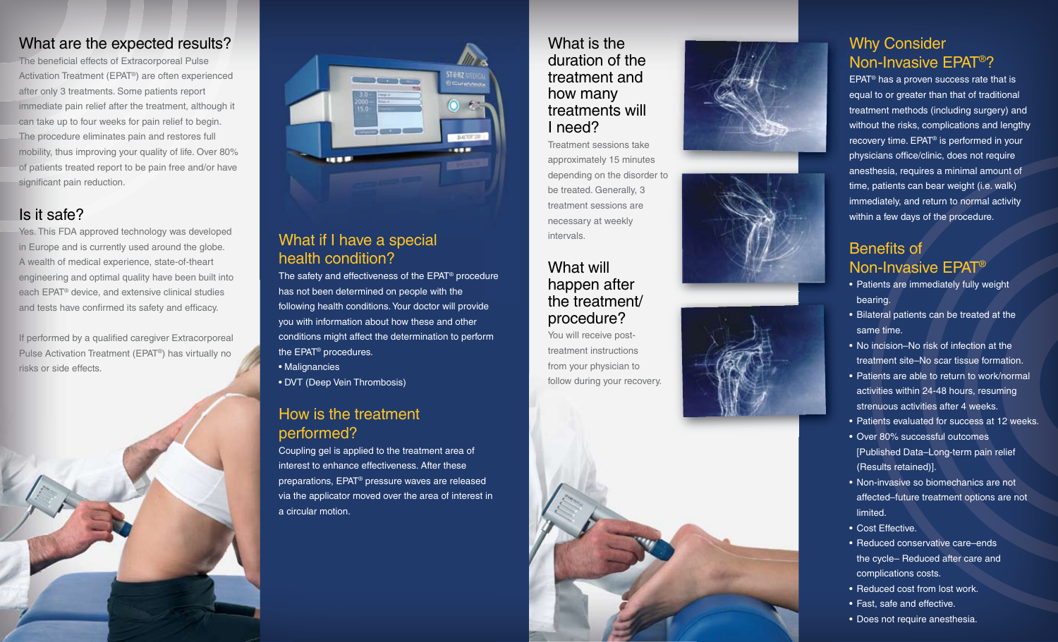## What are the expected results?

The beneficial effects of Extracorporeal Pulse Activation Treatment (EPAT®) are often experienced after only 3 treatments. Some patients report immediate pain relief after the treatment, although it can take up to four weeks for pain relief to begin. The procedure eliminates pain and restores full mobility, thus improving your quality of life. Over 80% of patients treated report to be pain free and/or have significant pain reduction.

## Is it safe?

Yes. This FDA approved technology was developed in Europe and is currently used around the globe. A wealth of medical experience, state-of-theart engineering and optimal quality have been built into each EPAT® device, and extensive clinical studies and tests have confirmed its safety and efficacy.

If performed by a qualified caregiver Extracorporeal Pulse Activation Treatment (EPAT®) has virtually no risks or side effects.

## What if I have a special health condition?

The safety and effectiveness of the EPAT® procedure has not been determined on people with the following health conditions. Your doctor will provide you with information about how these and other conditions might affect the determination to perform the EPAT® procedures.

- Malignancies
- DVT (Deep Vein Thrombosis)

## How is the treatment performed?

Coupling gel is applied to the treatment area of interest to enhance effectiveness. After these preparations, EPAT® pressure waves are released via the applicator moved over the area of interest in a circular motion.

## What is the duration of the treatment and how many treatments will I need?

Treatment sessions take approximately 15 minutes depending on the disorder to be treated. Generally, 3 treatment sessions are necessary at weekly intervals.

## What will happen after the treatment/ procedure?

You will receive post-treatment instructions from your physician to follow during your recovery.

## Why Consider Non-Invasive EPAT®?

EPAT® has a proven success rate that is equal to or greater than that of traditional treatment methods (including surgery) and without the risks, complications and lengthy recovery time. EPAT® is performed in your physicians office/clinic, does not require anesthesia, requires a minimal amount of time, patients can bear weight (i.e. walk) immediately, and return to normal activity within a few days of the procedure.

## Benefits of Non-Invasive EPAT®

- Patients are immediately fully weight bearing.
- Bilateral patients can be treated at the same time.
- No incision–No risk of infection at the treatment site–No scar tissue formation.
- Patients are able to return to work/normal activities within 24-48 hours, resuming strenuous activities after 4 weeks.
- Patients evaluated for success at 12 weeks.
- Over 80% successful outcomes [Published Data–Long-term pain relief (Results retained)].
- Non-invasive so biomechanics are not affected–future treatment options are not limited.
- Cost Effective.
- Reduced conservative care–ends the cycle– Reduced after care and complications costs.
- Reduced cost from lost work.
- Fast, safe and effective.
- Does not require anesthesia.